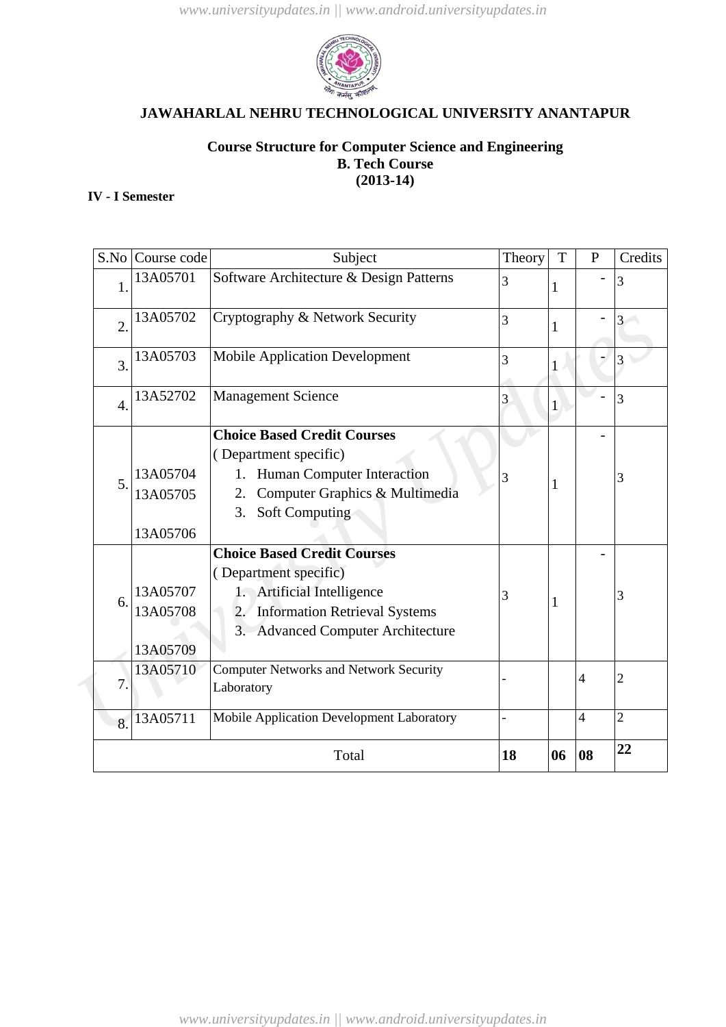# JAWAHARLAL NEHRU TECHNOLOGICAL UNIVERSITY ANANTAPUR

**Course Structure for Computer Science and Engineering**
**B. Tech Course**
**(2013-14)**

**IV - I Semester**

| S.No | Course code | Subject | Theory | T | P | Credits |
|---|---|---|---|---|---|---|
| 1. | 13A05701 | Software Architecture & Design Patterns | 3 | 1 | - | 3 |
| 2. | 13A05702 | Cryptography & Network Security | 3 | 1 | - | 3 |
| 3. | 13A05703 | Mobile Application Development | 3 | 1 | - | 3 |
| 4. | 13A52702 | Management Science | 3 | 1 | - | 3 |
| 5. | 13A05704<br>13A05705<br>13A05706 | **Choice Based Credit Courses**<br>( Department specific)<br>1. Human Computer Interaction<br>2. Computer Graphics & Multimedia<br>3. Soft Computing | 3 | 1 | - | 3 |
| 6. | 13A05707<br>13A05708<br>13A05709 | **Choice Based Credit Courses**<br>( Department specific)<br>1. Artificial Intelligence<br>2. Information Retrieval Systems<br>3. Advanced Computer Architecture | 3 | 1 | - | 3 |
| 7. | 13A05710 | Computer Networks and Network Security Laboratory | - | | 4 | 2 |
| 8. | 13A05711 | Mobile Application Development Laboratory | - | | 4 | 2 |
| | | Total | **18** | **06** | **08** | **22** |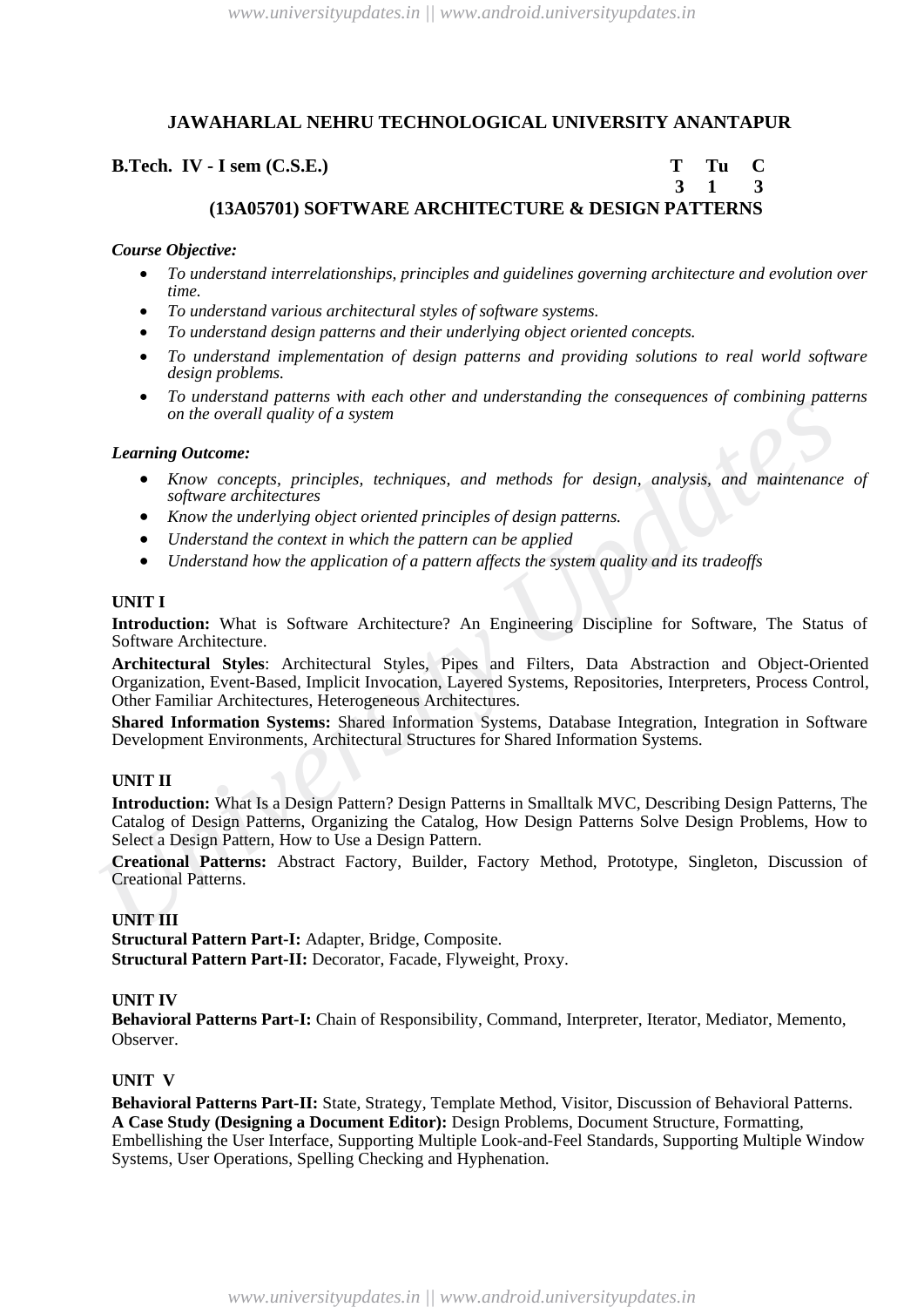# JAWAHARLAL NEHRU TECHNOLOGICAL UNIVERSITY ANANTAPUR

**B.Tech. IV - I sem (C.S.E.)**

| T | Tu | C |
|---|---|---|
| 3 | 1 | 3 |

## (13A05701) SOFTWARE ARCHITECTURE & DESIGN PATTERNS

***Course Objective:***

- *To understand interrelationships, principles and guidelines governing architecture and evolution over time.*
- *To understand various architectural styles of software systems.*
- *To understand design patterns and their underlying object oriented concepts.*
- *To understand implementation of design patterns and providing solutions to real world software design problems.*
- *To understand patterns with each other and understanding the consequences of combining patterns on the overall quality of a system*

***Learning Outcome:***

- *Know concepts, principles, techniques, and methods for design, analysis, and maintenance of software architectures*
- *Know the underlying object oriented principles of design patterns.*
- *Understand the context in which the pattern can be applied*
- *Understand how the application of a pattern affects the system quality and its tradeoffs*

### UNIT I

**Introduction:** What is Software Architecture? An Engineering Discipline for Software, The Status of Software Architecture.

**Architectural Styles**: Architectural Styles, Pipes and Filters, Data Abstraction and Object-Oriented Organization, Event-Based, Implicit Invocation, Layered Systems, Repositories, Interpreters, Process Control, Other Familiar Architectures, Heterogeneous Architectures.

**Shared Information Systems:** Shared Information Systems, Database Integration, Integration in Software Development Environments, Architectural Structures for Shared Information Systems.

### UNIT II

**Introduction:** What Is a Design Pattern? Design Patterns in Smalltalk MVC, Describing Design Patterns, The Catalog of Design Patterns, Organizing the Catalog, How Design Patterns Solve Design Problems, How to Select a Design Pattern, How to Use a Design Pattern.

**Creational Patterns:** Abstract Factory, Builder, Factory Method, Prototype, Singleton, Discussion of Creational Patterns.

### UNIT III

**Structural Pattern Part-I:** Adapter, Bridge, Composite.
**Structural Pattern Part-II:** Decorator, Facade, Flyweight, Proxy.

### UNIT IV

**Behavioral Patterns Part-I:** Chain of Responsibility, Command, Interpreter, Iterator, Mediator, Memento, Observer.

### UNIT V

**Behavioral Patterns Part-II:** State, Strategy, Template Method, Visitor, Discussion of Behavioral Patterns.
**A Case Study (Designing a Document Editor):** Design Problems, Document Structure, Formatting, Embellishing the User Interface, Supporting Multiple Look-and-Feel Standards, Supporting Multiple Window Systems, User Operations, Spelling Checking and Hyphenation.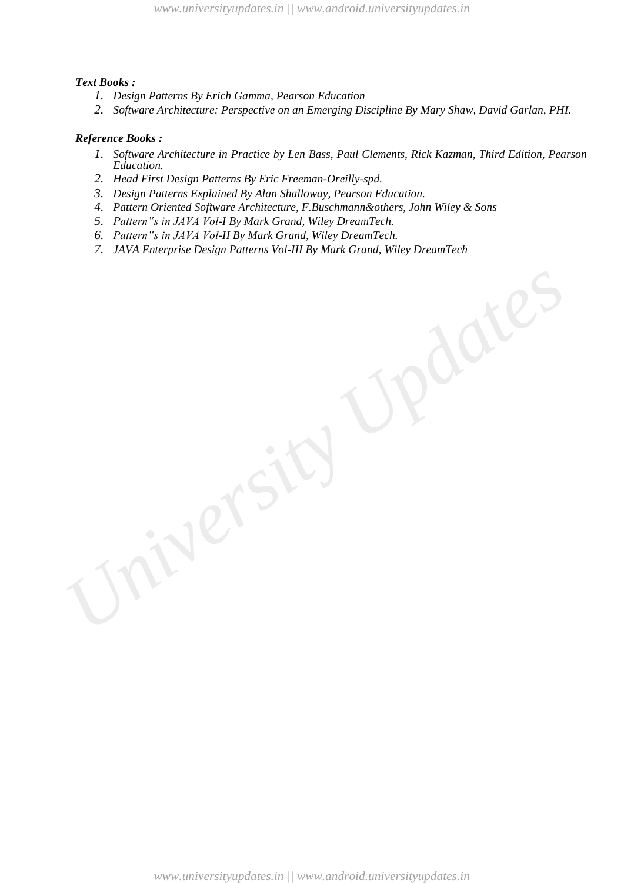***Text Books :***

1. *Design Patterns By Erich Gamma, Pearson Education*
2. *Software Architecture: Perspective on an Emerging Discipline By Mary Shaw, David Garlan, PHI.*

***Reference Books :***

1. *Software Architecture in Practice by Len Bass, Paul Clements, Rick Kazman, Third Edition, Pearson Education.*
2. *Head First Design Patterns By Eric Freeman-Oreilly-spd.*
3. *Design Patterns Explained By Alan Shalloway, Pearson Education.*
4. *Pattern Oriented Software Architecture, F.Buschmann&others, John Wiley & Sons*
5. *Pattern"s in JAVA Vol-I By Mark Grand, Wiley DreamTech.*
6. *Pattern"s in JAVA Vol-II By Mark Grand, Wiley DreamTech.*
7. *JAVA Enterprise Design Patterns Vol-III By Mark Grand, Wiley DreamTech*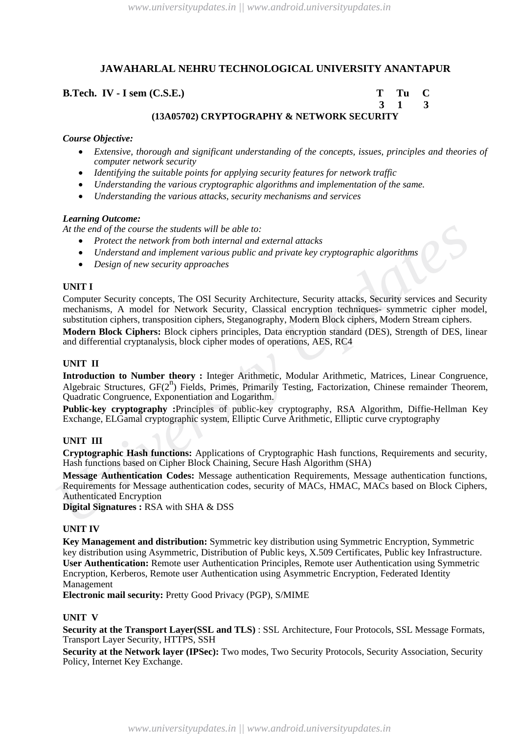# JAWAHARLAL NEHRU TECHNOLOGICAL UNIVERSITY ANANTAPUR

**B.Tech. IV - I sem (C.S.E.)**

| T | Tu | C |
|---|---|---|
| 3 | 1 | 3 |

## (13A05702) CRYPTOGRAPHY & NETWORK SECURITY

***Course Objective:***

- *Extensive, thorough and significant understanding of the concepts, issues, principles and theories of computer network security*
- *Identifying the suitable points for applying security features for network traffic*
- *Understanding the various cryptographic algorithms and implementation of the same.*
- *Understanding the various attacks, security mechanisms and services*

***Learning Outcome:***

*At the end of the course the students will be able to:*

- *Protect the network from both internal and external attacks*
- *Understand and implement various public and private key cryptographic algorithms*
- *Design of new security approaches*

### UNIT I

Computer Security concepts, The OSI Security Architecture, Security attacks, Security services and Security mechanisms, A model for Network Security, Classical encryption techniques- symmetric cipher model, substitution ciphers, transposition ciphers, Steganography, Modern Block ciphers, Modern Stream ciphers.

**Modern Block Ciphers:** Block ciphers principles, Data encryption standard (DES), Strength of DES, linear and differential cryptanalysis, block cipher modes of operations, AES, RC4

### UNIT II

**Introduction to Number theory :** Integer Arithmetic, Modular Arithmetic, Matrices, Linear Congruence, Algebraic Structures, GF($2^n$) Fields, Primes, Primarily Testing, Factorization, Chinese remainder Theorem, Quadratic Congruence, Exponentiation and Logarithm.

**Public-key cryptography :**Principles of public-key cryptography, RSA Algorithm, Diffie-Hellman Key Exchange, ELGamal cryptographic system, Elliptic Curve Arithmetic, Elliptic curve cryptography

### UNIT III

**Cryptographic Hash functions:** Applications of Cryptographic Hash functions, Requirements and security, Hash functions based on Cipher Block Chaining, Secure Hash Algorithm (SHA)

**Message Authentication Codes:** Message authentication Requirements, Message authentication functions, Requirements for Message authentication codes, security of MACs, HMAC, MACs based on Block Ciphers, Authenticated Encryption

**Digital Signatures :** RSA with SHA & DSS

### UNIT IV

**Key Management and distribution:** Symmetric key distribution using Symmetric Encryption, Symmetric key distribution using Asymmetric, Distribution of Public keys, X.509 Certificates, Public key Infrastructure.

**User Authentication:** Remote user Authentication Principles, Remote user Authentication using Symmetric Encryption, Kerberos, Remote user Authentication using Asymmetric Encryption, Federated Identity Management

**Electronic mail security:** Pretty Good Privacy (PGP), S/MIME

### UNIT V

**Security at the Transport Layer(SSL and TLS)** : SSL Architecture, Four Protocols, SSL Message Formats, Transport Layer Security, HTTPS, SSH

**Security at the Network layer (IPSec):** Two modes, Two Security Protocols, Security Association, Security Policy, Internet Key Exchange.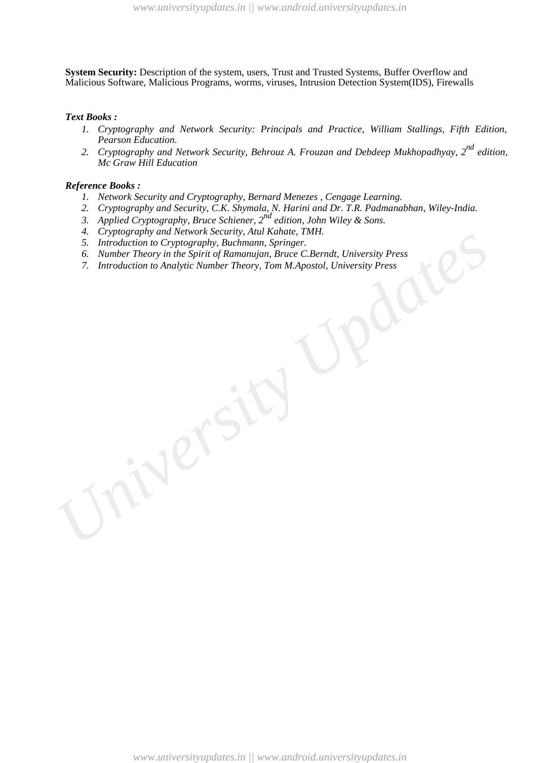**System Security:** Description of the system, users, Trust and Trusted Systems, Buffer Overflow and Malicious Software, Malicious Programs, worms, viruses, Intrusion Detection System(IDS), Firewalls

***Text Books :***

1. *Cryptography and Network Security: Principals and Practice, William Stallings, Fifth Edition, Pearson Education.*
2. *Cryptography and Network Security, Behrouz A. Frouzan and Debdeep Mukhopadhyay, 2nd edition, Mc Graw Hill Education*

***Reference Books :***

1. *Network Security and Cryptography, Bernard Menezes , Cengage Learning.*
2. *Cryptography and Security, C.K. Shymala, N. Harini and Dr. T.R. Padmanabhan, Wiley-India.*
3. *Applied Cryptography, Bruce Schiener, 2nd edition, John Wiley & Sons.*
4. *Cryptography and Network Security, Atul Kahate, TMH.*
5. *Introduction to Cryptography, Buchmann, Springer.*
6. *Number Theory in the Spirit of Ramanujan, Bruce C.Berndt, University Press*
7. *Introduction to Analytic Number Theory, Tom M.Apostol, University Press*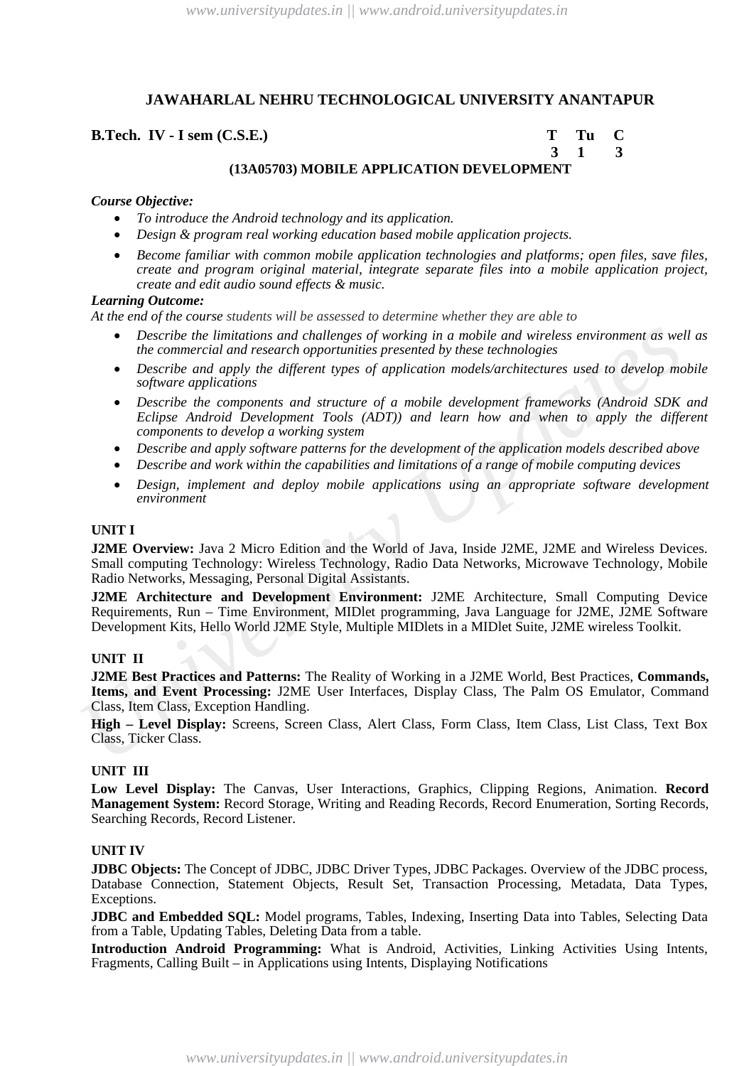## JAWAHARLAL NEHRU TECHNOLOGICAL UNIVERSITY ANANTAPUR

**B.Tech. IV - I sem (C.S.E.)**

| T | Tu | C |
|---|---|---|
| 3 | 1 | 3 |

### (13A05703) MOBILE APPLICATION DEVELOPMENT

***Course Objective:***

- *To introduce the Android technology and its application.*
- *Design & program real working education based mobile application projects.*
- *Become familiar with common mobile application technologies and platforms; open files, save files, create and program original material, integrate separate files into a mobile application project, create and edit audio sound effects & music.*

***Learning Outcome:***

*At the end of the course students will be assessed to determine whether they are able to*

- *Describe the limitations and challenges of working in a mobile and wireless environment as well as the commercial and research opportunities presented by these technologies*
- *Describe and apply the different types of application models/architectures used to develop mobile software applications*
- *Describe the components and structure of a mobile development frameworks (Android SDK and Eclipse Android Development Tools (ADT)) and learn how and when to apply the different components to develop a working system*
- *Describe and apply software patterns for the development of the application models described above*
- *Describe and work within the capabilities and limitations of a range of mobile computing devices*
- *Design, implement and deploy mobile applications using an appropriate software development environment*

**UNIT I**

**J2ME Overview:** Java 2 Micro Edition and the World of Java, Inside J2ME, J2ME and Wireless Devices. Small computing Technology: Wireless Technology, Radio Data Networks, Microwave Technology, Mobile Radio Networks, Messaging, Personal Digital Assistants.

**J2ME Architecture and Development Environment:** J2ME Architecture, Small Computing Device Requirements, Run – Time Environment, MIDlet programming, Java Language for J2ME, J2ME Software Development Kits, Hello World J2ME Style, Multiple MIDlets in a MIDlet Suite, J2ME wireless Toolkit.

**UNIT II**

**J2ME Best Practices and Patterns:** The Reality of Working in a J2ME World, Best Practices, **Commands, Items, and Event Processing:** J2ME User Interfaces, Display Class, The Palm OS Emulator, Command Class, Item Class, Exception Handling.

**High – Level Display:** Screens, Screen Class, Alert Class, Form Class, Item Class, List Class, Text Box Class, Ticker Class.

**UNIT III**

**Low Level Display:** The Canvas, User Interactions, Graphics, Clipping Regions, Animation. **Record Management System:** Record Storage, Writing and Reading Records, Record Enumeration, Sorting Records, Searching Records, Record Listener.

**UNIT IV**

**JDBC Objects:** The Concept of JDBC, JDBC Driver Types, JDBC Packages. Overview of the JDBC process, Database Connection, Statement Objects, Result Set, Transaction Processing, Metadata, Data Types, Exceptions.

**JDBC and Embedded SQL:** Model programs, Tables, Indexing, Inserting Data into Tables, Selecting Data from a Table, Updating Tables, Deleting Data from a table.

**Introduction Android Programming:** What is Android, Activities, Linking Activities Using Intents, Fragments, Calling Built – in Applications using Intents, Displaying Notifications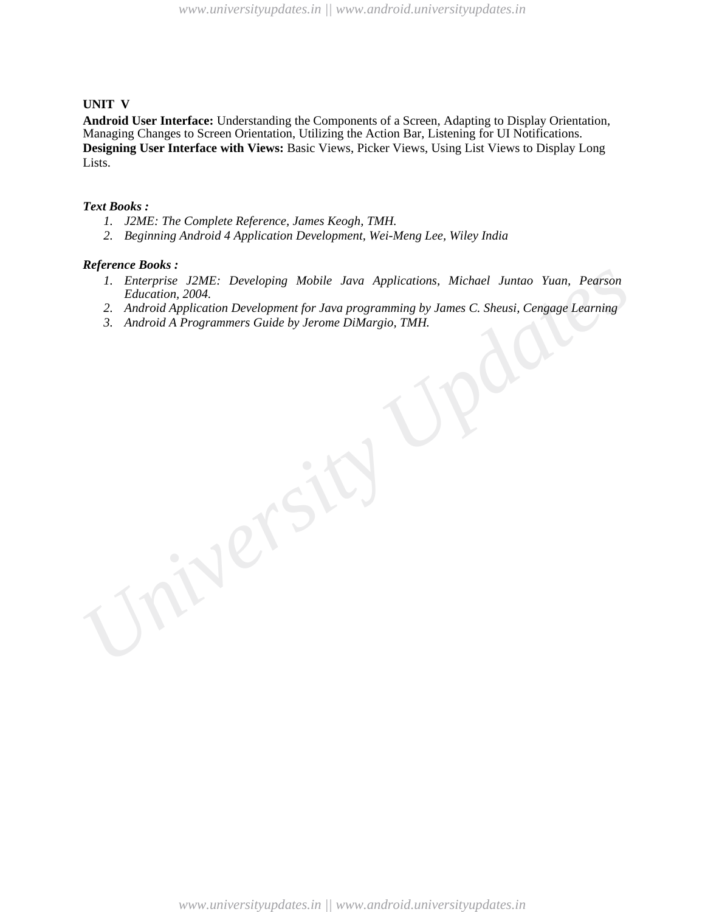**UNIT V**

**Android User Interface:** Understanding the Components of a Screen, Adapting to Display Orientation, Managing Changes to Screen Orientation, Utilizing the Action Bar, Listening for UI Notifications.
**Designing User Interface with Views:** Basic Views, Picker Views, Using List Views to Display Long Lists.

***Text Books :***

1. *J2ME: The Complete Reference, James Keogh, TMH.*
2. *Beginning Android 4 Application Development, Wei-Meng Lee, Wiley India*

***Reference Books :***

1. *Enterprise J2ME: Developing Mobile Java Applications, Michael Juntao Yuan, Pearson Education, 2004.*
2. *Android Application Development for Java programming by James C. Sheusi, Cengage Learning*
3. *Android A Programmers Guide by Jerome DiMargio, TMH.*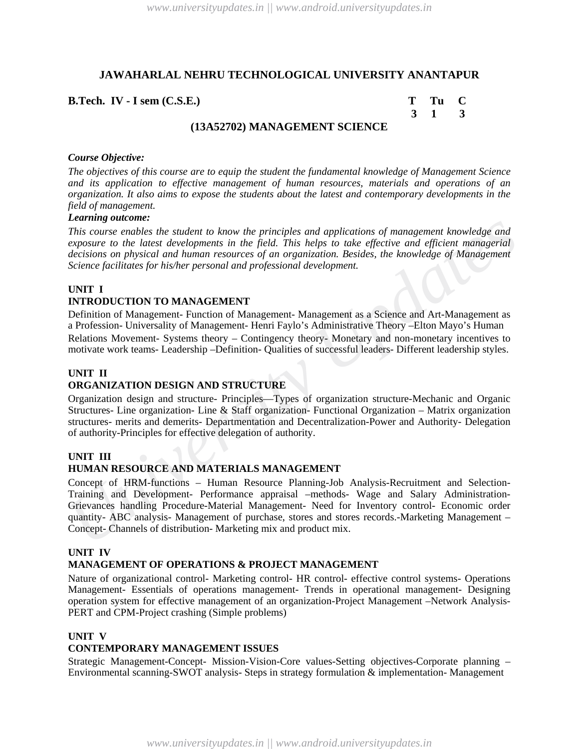## JAWAHARLAL NEHRU TECHNOLOGICAL UNIVERSITY ANANTAPUR

**B.Tech. IV - I sem (C.S.E.)**

| T | Tu | C |
|---|---|---|
| 3 | 1 | 3 |

### (13A52702) MANAGEMENT SCIENCE

***Course Objective:***

*The objectives of this course are to equip the student the fundamental knowledge of Management Science and its application to effective management of human resources, materials and operations of an organization. It also aims to expose the students about the latest and contemporary developments in the field of management.*

***Learning outcome:***

*This course enables the student to know the principles and applications of management knowledge and exposure to the latest developments in the field. This helps to take effective and efficient managerial decisions on physical and human resources of an organization. Besides, the knowledge of Management Science facilitates for his/her personal and professional development.*

**UNIT I**

**INTRODUCTION TO MANAGEMENT**

Definition of Management- Function of Management- Management as a Science and Art-Management as a Profession- Universality of Management- Henri Faylo's Administrative Theory –Elton Mayo's Human Relations Movement- Systems theory – Contingency theory- Monetary and non-monetary incentives to motivate work teams- Leadership –Definition- Qualities of successful leaders- Different leadership styles.

**UNIT II**

**ORGANIZATION DESIGN AND STRUCTURE**

Organization design and structure- Principles—Types of organization structure-Mechanic and Organic Structures- Line organization- Line & Staff organization- Functional Organization – Matrix organization structures- merits and demerits- Departmentation and Decentralization-Power and Authority- Delegation of authority-Principles for effective delegation of authority.

**UNIT III**

**HUMAN RESOURCE AND MATERIALS MANAGEMENT**

Concept of HRM-functions – Human Resource Planning-Job Analysis-Recruitment and Selection- Training and Development- Performance appraisal –methods- Wage and Salary Administration- Grievances handling Procedure-Material Management- Need for Inventory control- Economic order quantity- ABC analysis- Management of purchase, stores and stores records.-Marketing Management – Concept- Channels of distribution- Marketing mix and product mix.

**UNIT IV**

**MANAGEMENT OF OPERATIONS & PROJECT MANAGEMENT**

Nature of organizational control- Marketing control- HR control- effective control systems- Operations Management- Essentials of operations management- Trends in operational management- Designing operation system for effective management of an organization-Project Management –Network Analysis- PERT and CPM-Project crashing (Simple problems)

**UNIT V**

**CONTEMPORARY MANAGEMENT ISSUES**

Strategic Management-Concept- Mission-Vision-Core values-Setting objectives-Corporate planning – Environmental scanning-SWOT analysis- Steps in strategy formulation & implementation- Management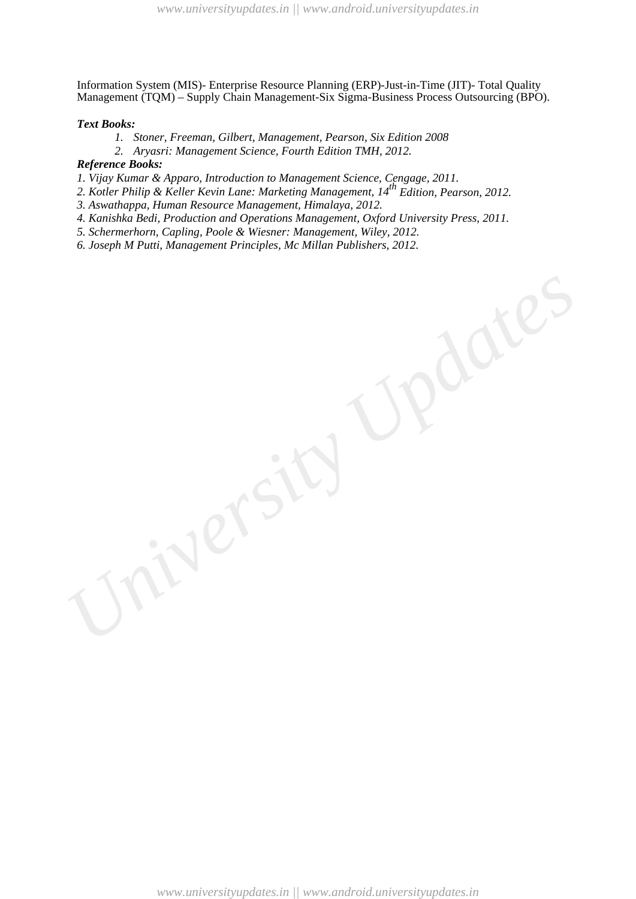Information System (MIS)- Enterprise Resource Planning (ERP)-Just-in-Time (JIT)- Total Quality Management (TQM) – Supply Chain Management-Six Sigma-Business Process Outsourcing (BPO).

***Text Books:***

1. *Stoner, Freeman, Gilbert, Management, Pearson, Six Edition 2008*
2. *Aryasri: Management Science, Fourth Edition TMH, 2012.*

***Reference Books:***

1. *Vijay Kumar & Apparo, Introduction to Management Science, Cengage, 2011.*
2. *Kotler Philip & Keller Kevin Lane: Marketing Management, 14th Edition, Pearson, 2012.*
3. *Aswathappa, Human Resource Management, Himalaya, 2012.*
4. *Kanishka Bedi, Production and Operations Management, Oxford University Press, 2011.*
5. *Schermerhorn, Capling, Poole & Wiesner: Management, Wiley, 2012.*
6. *Joseph M Putti, Management Principles, Mc Millan Publishers, 2012.*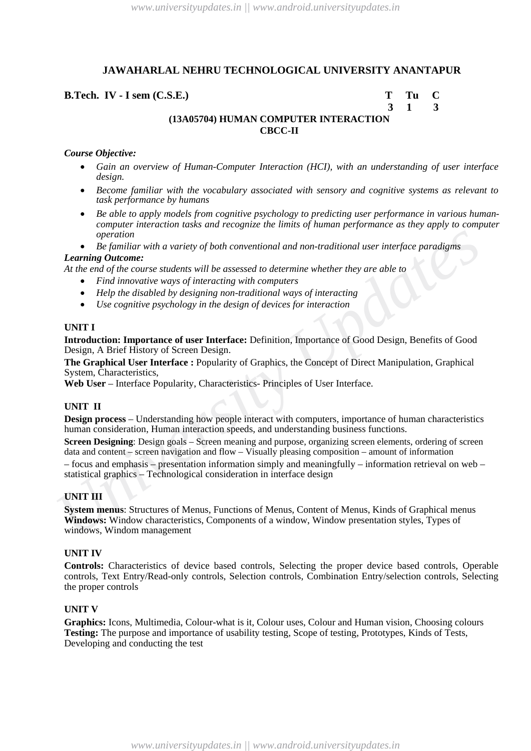## JAWAHARLAL NEHRU TECHNOLOGICAL UNIVERSITY ANANTAPUR

**B.Tech. IV - I sem (C.S.E.)**

| T | Tu | C |
|---|---|---|
| 3 | 1 | 3 |

### (13A05704) HUMAN COMPUTER INTERACTION
### CBCC-II

***Course Objective:***

- *Gain an overview of Human-Computer Interaction (HCI), with an understanding of user interface design.*
- *Become familiar with the vocabulary associated with sensory and cognitive systems as relevant to task performance by humans*
- *Be able to apply models from cognitive psychology to predicting user performance in various human-computer interaction tasks and recognize the limits of human performance as they apply to computer operation*
- *Be familiar with a variety of both conventional and non-traditional user interface paradigms*

***Learning Outcome:***

*At the end of the course students will be assessed to determine whether they are able to*

- *Find innovative ways of interacting with computers*
- *Help the disabled by designing non-traditional ways of interacting*
- *Use cognitive psychology in the design of devices for interaction*

**UNIT I**

**Introduction: Importance of user Interface:** Definition, Importance of Good Design, Benefits of Good Design, A Brief History of Screen Design.

**The Graphical User Interface :** Popularity of Graphics, the Concept of Direct Manipulation, Graphical System, Characteristics,

**Web User** – Interface Popularity, Characteristics- Principles of User Interface.

**UNIT II**

**Design process** – Understanding how people interact with computers, importance of human characteristics human consideration, Human interaction speeds, and understanding business functions.

**Screen Designing**: Design goals – Screen meaning and purpose, organizing screen elements, ordering of screen data and content – screen navigation and flow – Visually pleasing composition – amount of information – focus and emphasis – presentation information simply and meaningfully – information retrieval on web – statistical graphics – Technological consideration in interface design

**UNIT III**

**System menus**: Structures of Menus, Functions of Menus, Content of Menus, Kinds of Graphical menus
**Windows:** Window characteristics, Components of a window, Window presentation styles, Types of windows, Windom management

**UNIT IV**

**Controls:** Characteristics of device based controls, Selecting the proper device based controls, Operable controls, Text Entry/Read-only controls, Selection controls, Combination Entry/selection controls, Selecting the proper controls

**UNIT V**

**Graphics:** Icons, Multimedia, Colour-what is it, Colour uses, Colour and Human vision, Choosing colours
**Testing:** The purpose and importance of usability testing, Scope of testing, Prototypes, Kinds of Tests, Developing and conducting the test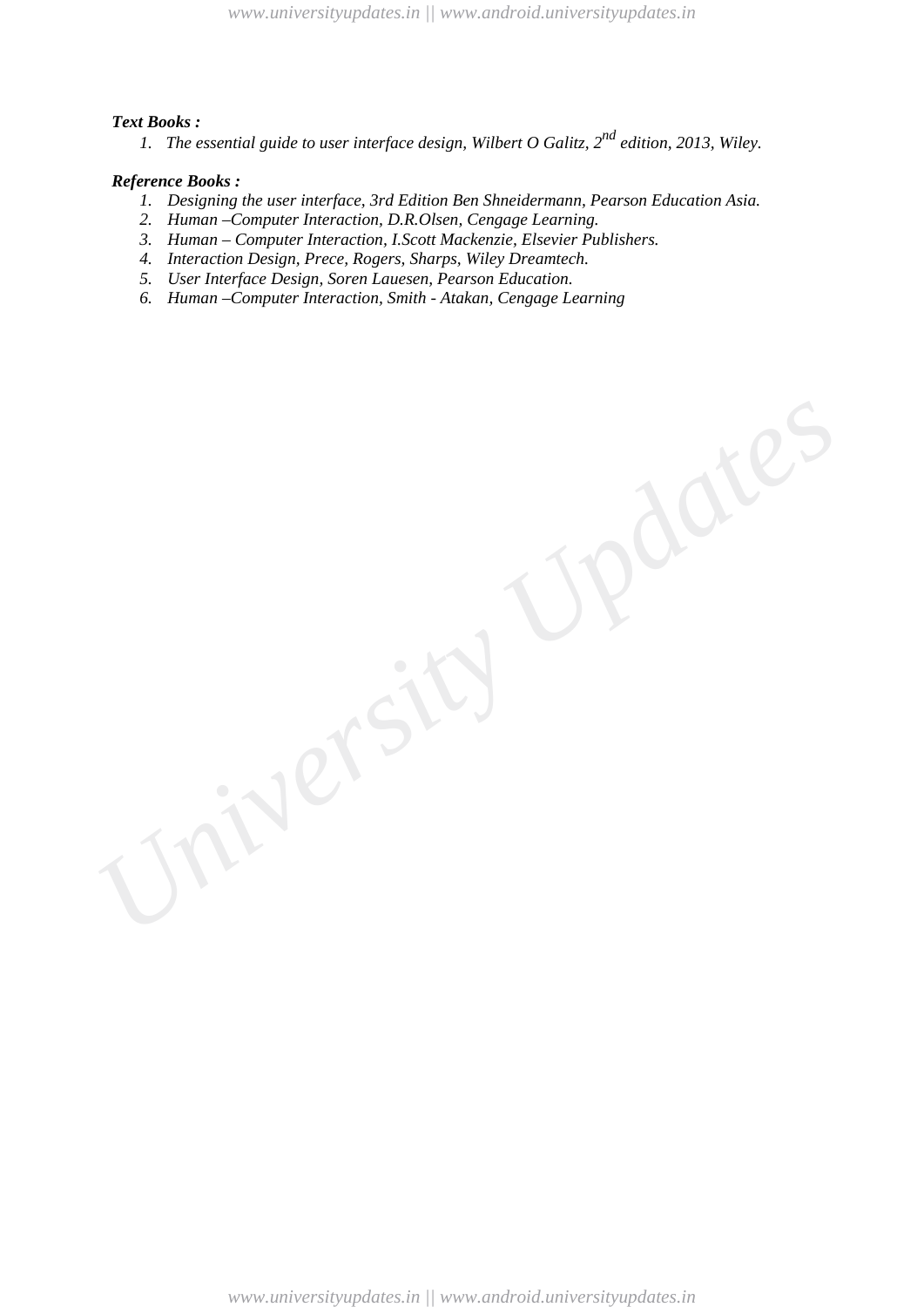***Text Books :***

1. *The essential guide to user interface design, Wilbert O Galitz, 2nd edition, 2013, Wiley.*

***Reference Books :***

1. *Designing the user interface, 3rd Edition Ben Shneidermann, Pearson Education Asia.*
2. *Human –Computer Interaction, D.R.Olsen, Cengage Learning.*
3. *Human – Computer Interaction, I.Scott Mackenzie, Elsevier Publishers.*
4. *Interaction Design, Prece, Rogers, Sharps, Wiley Dreamtech.*
5. *User Interface Design, Soren Lauesen, Pearson Education.*
6. *Human –Computer Interaction, Smith - Atakan, Cengage Learning*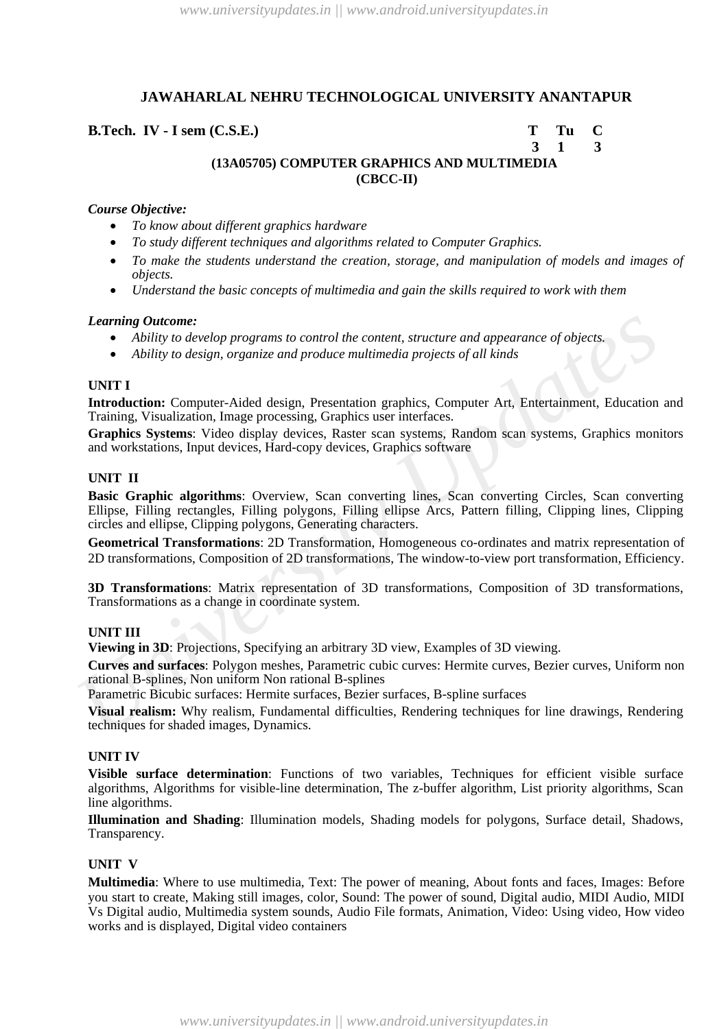## JAWAHARLAL NEHRU TECHNOLOGICAL UNIVERSITY ANANTAPUR

**B.Tech. IV - I sem (C.S.E.)**

| T | Tu | C |
|---|---|---|
| 3 | 1 | 3 |

### (13A05705) COMPUTER GRAPHICS AND MULTIMEDIA
### (CBCC-II)

***Course Objective:***

- *To know about different graphics hardware*
- *To study different techniques and algorithms related to Computer Graphics.*
- *To make the students understand the creation, storage, and manipulation of models and images of objects.*
- *Understand the basic concepts of multimedia and gain the skills required to work with them*

***Learning Outcome:***

- *Ability to develop programs to control the content, structure and appearance of objects.*
- *Ability to design, organize and produce multimedia projects of all kinds*

**UNIT I**

**Introduction:** Computer-Aided design, Presentation graphics, Computer Art, Entertainment, Education and Training, Visualization, Image processing, Graphics user interfaces.

**Graphics Systems**: Video display devices, Raster scan systems, Random scan systems, Graphics monitors and workstations, Input devices, Hard-copy devices, Graphics software

**UNIT II**

**Basic Graphic algorithms**: Overview, Scan converting lines, Scan converting Circles, Scan converting Ellipse, Filling rectangles, Filling polygons, Filling ellipse Arcs, Pattern filling, Clipping lines, Clipping circles and ellipse, Clipping polygons, Generating characters.

**Geometrical Transformations**: 2D Transformation, Homogeneous co-ordinates and matrix representation of 2D transformations, Composition of 2D transformations, The window-to-view port transformation, Efficiency.

**3D Transformations**: Matrix representation of 3D transformations, Composition of 3D transformations, Transformations as a change in coordinate system.

**UNIT III**

**Viewing in 3D**: Projections, Specifying an arbitrary 3D view, Examples of 3D viewing.

**Curves and surfaces**: Polygon meshes, Parametric cubic curves: Hermite curves, Bezier curves, Uniform non rational B-splines, Non uniform Non rational B-splines

Parametric Bicubic surfaces: Hermite surfaces, Bezier surfaces, B-spline surfaces

**Visual realism:** Why realism, Fundamental difficulties, Rendering techniques for line drawings, Rendering techniques for shaded images, Dynamics.

**UNIT IV**

**Visible surface determination**: Functions of two variables, Techniques for efficient visible surface algorithms, Algorithms for visible-line determination, The z-buffer algorithm, List priority algorithms, Scan line algorithms.

**Illumination and Shading**: Illumination models, Shading models for polygons, Surface detail, Shadows, Transparency.

**UNIT V**

**Multimedia**: Where to use multimedia, Text: The power of meaning, About fonts and faces, Images: Before you start to create, Making still images, color, Sound: The power of sound, Digital audio, MIDI Audio, MIDI Vs Digital audio, Multimedia system sounds, Audio File formats, Animation, Video: Using video, How video works and is displayed, Digital video containers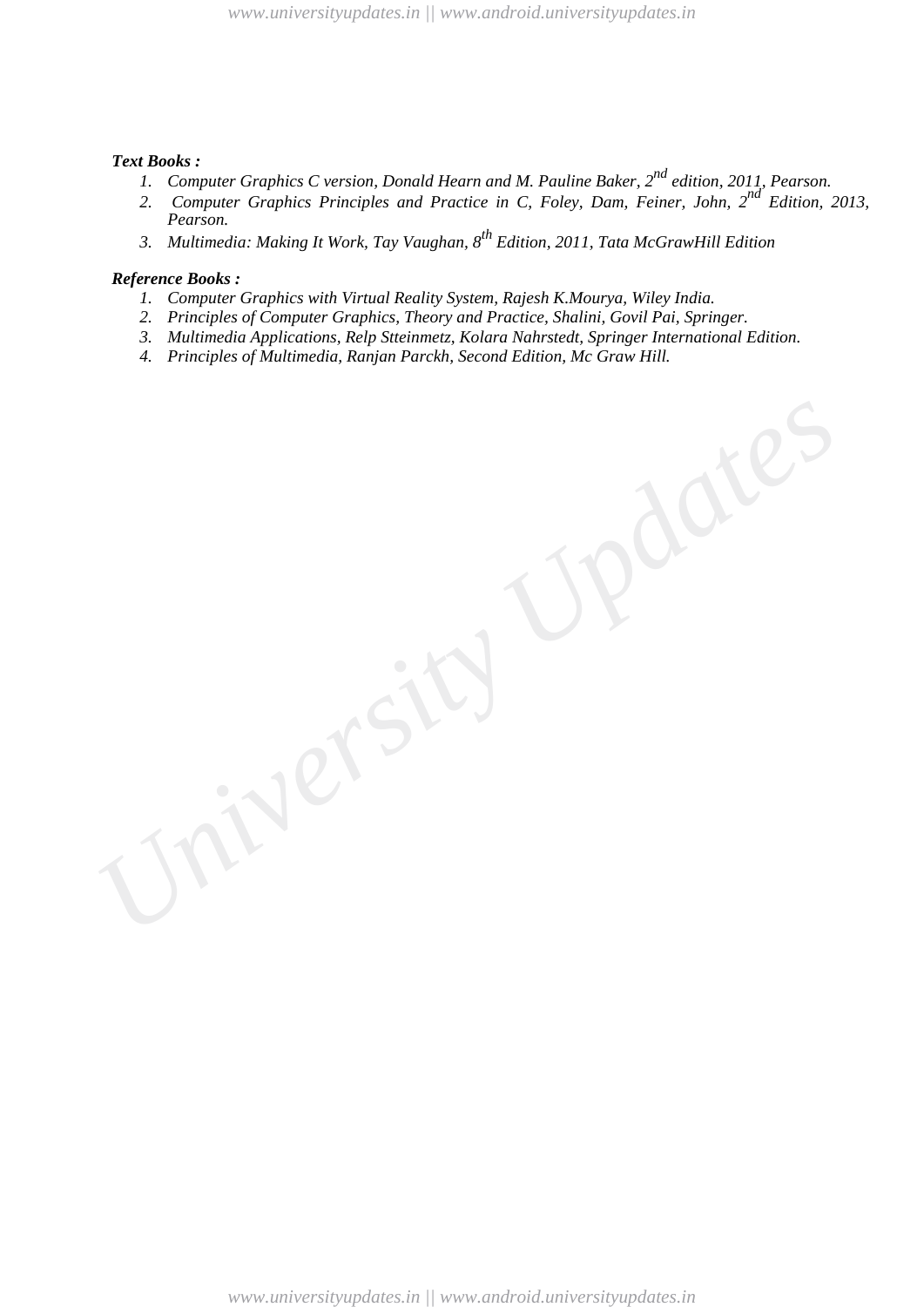***Text Books :***

1. *Computer Graphics C version, Donald Hearn and M. Pauline Baker, 2nd edition, 2011, Pearson.*
2. *Computer Graphics Principles and Practice in C, Foley, Dam, Feiner, John, 2nd Edition, 2013, Pearson.*
3. *Multimedia: Making It Work, Tay Vaughan, 8th Edition, 2011, Tata McGrawHill Edition*

***Reference Books :***

1. *Computer Graphics with Virtual Reality System, Rajesh K.Mourya, Wiley India.*
2. *Principles of Computer Graphics, Theory and Practice, Shalini, Govil Pai, Springer.*
3. *Multimedia Applications, Relp Stteinmetz, Kolara Nahrstedt, Springer International Edition.*
4. *Principles of Multimedia, Ranjan Parckh, Second Edition, Mc Graw Hill.*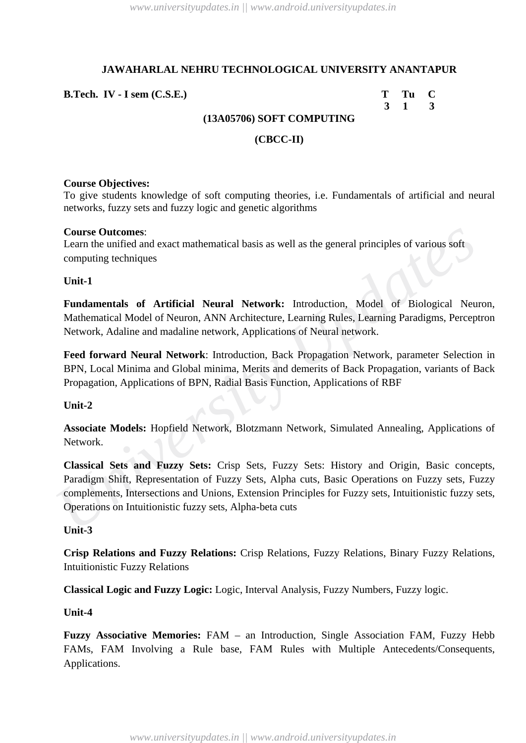**JAWAHARLAL NEHRU TECHNOLOGICAL UNIVERSITY ANANTAPUR**

**B.Tech. IV - I sem (C.S.E.)**

| T | Tu | C |
|---|---|---|
| 3 | 1 | 3 |

**(13A05706) SOFT COMPUTING**

**(CBCC-II)**

**Course Objectives:**
To give students knowledge of soft computing theories, i.e. Fundamentals of artificial and neural networks, fuzzy sets and fuzzy logic and genetic algorithms

**Course Outcomes**:
Learn the unified and exact mathematical basis as well as the general principles of various soft computing techniques

**Unit-1**

**Fundamentals of Artificial Neural Network:** Introduction, Model of Biological Neuron, Mathematical Model of Neuron, ANN Architecture, Learning Rules, Learning Paradigms, Perceptron Network, Adaline and madaline network, Applications of Neural network.

**Feed forward Neural Network**: Introduction, Back Propagation Network, parameter Selection in BPN, Local Minima and Global minima, Merits and demerits of Back Propagation, variants of Back Propagation, Applications of BPN, Radial Basis Function, Applications of RBF

**Unit-2**

**Associate Models:** Hopfield Network, Blotzmann Network, Simulated Annealing, Applications of Network.

**Classical Sets and Fuzzy Sets:** Crisp Sets, Fuzzy Sets: History and Origin, Basic concepts, Paradigm Shift, Representation of Fuzzy Sets, Alpha cuts, Basic Operations on Fuzzy sets, Fuzzy complements, Intersections and Unions, Extension Principles for Fuzzy sets, Intuitionistic fuzzy sets, Operations on Intuitionistic fuzzy sets, Alpha-beta cuts

**Unit-3**

**Crisp Relations and Fuzzy Relations:** Crisp Relations, Fuzzy Relations, Binary Fuzzy Relations, Intuitionistic Fuzzy Relations

**Classical Logic and Fuzzy Logic:** Logic, Interval Analysis, Fuzzy Numbers, Fuzzy logic.

**Unit-4**

**Fuzzy Associative Memories:** FAM – an Introduction, Single Association FAM, Fuzzy Hebb FAMs, FAM Involving a Rule base, FAM Rules with Multiple Antecedents/Consequents, Applications.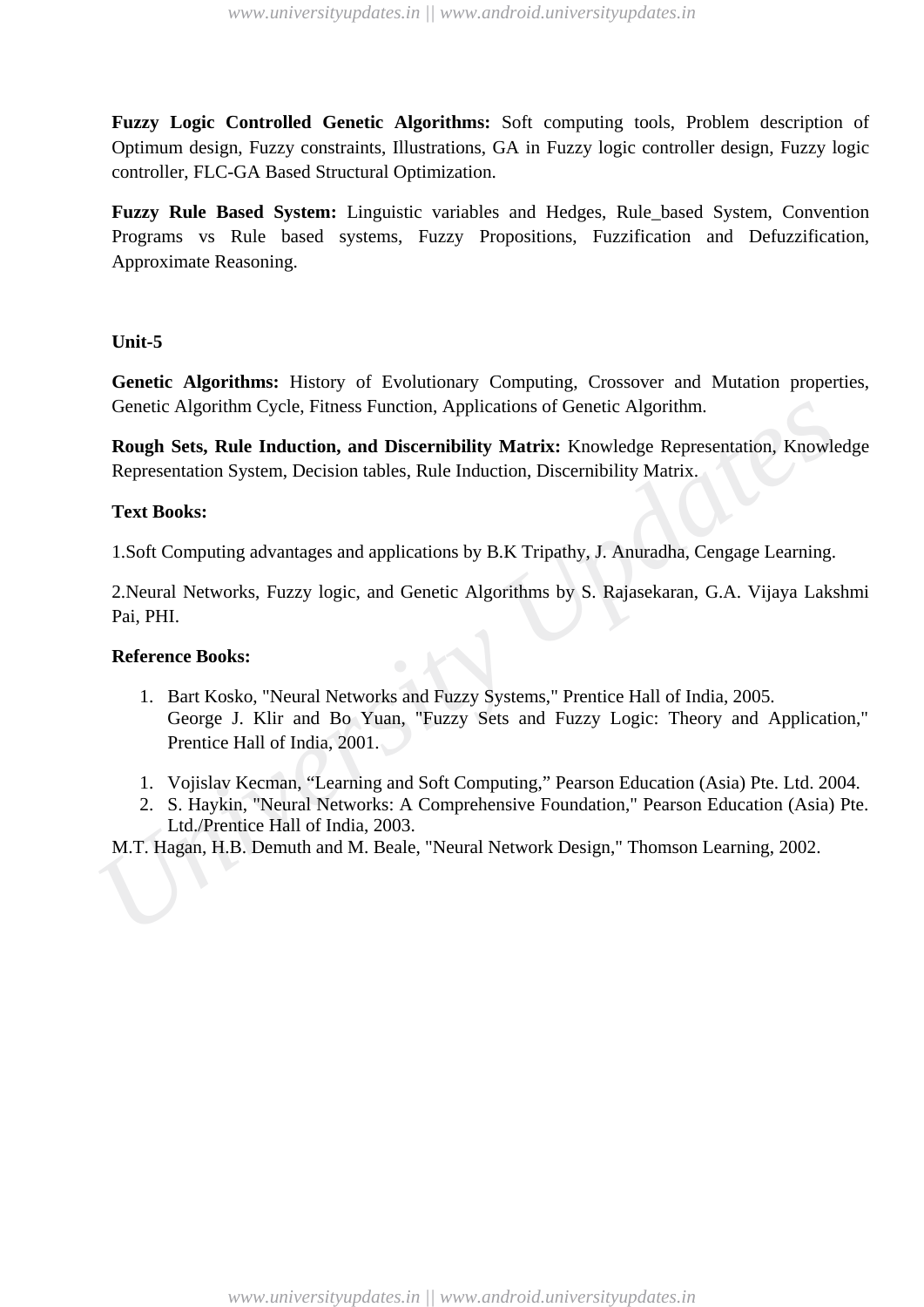**Fuzzy Logic Controlled Genetic Algorithms:** Soft computing tools, Problem description of Optimum design, Fuzzy constraints, Illustrations, GA in Fuzzy logic controller design, Fuzzy logic controller, FLC-GA Based Structural Optimization.

**Fuzzy Rule Based System:** Linguistic variables and Hedges, Rule_based System, Convention Programs vs Rule based systems, Fuzzy Propositions, Fuzzification and Defuzzification, Approximate Reasoning.

**Unit-5**

**Genetic Algorithms:** History of Evolutionary Computing, Crossover and Mutation properties, Genetic Algorithm Cycle, Fitness Function, Applications of Genetic Algorithm.

**Rough Sets, Rule Induction, and Discernibility Matrix:** Knowledge Representation, Knowledge Representation System, Decision tables, Rule Induction, Discernibility Matrix.

**Text Books:**

1.Soft Computing advantages and applications by B.K Tripathy, J. Anuradha, Cengage Learning.

2.Neural Networks, Fuzzy logic, and Genetic Algorithms by S. Rajasekaran, G.A. Vijaya Lakshmi Pai, PHI.

**Reference Books:**

1. Bart Kosko, "Neural Networks and Fuzzy Systems," Prentice Hall of India, 2005.
   George J. Klir and Bo Yuan, "Fuzzy Sets and Fuzzy Logic: Theory and Application," Prentice Hall of India, 2001.

1. Vojislav Kecman, "Learning and Soft Computing," Pearson Education (Asia) Pte. Ltd. 2004.
2. S. Haykin, "Neural Networks: A Comprehensive Foundation," Pearson Education (Asia) Pte. Ltd./Prentice Hall of India, 2003.

M.T. Hagan, H.B. Demuth and M. Beale, "Neural Network Design," Thomson Learning, 2002.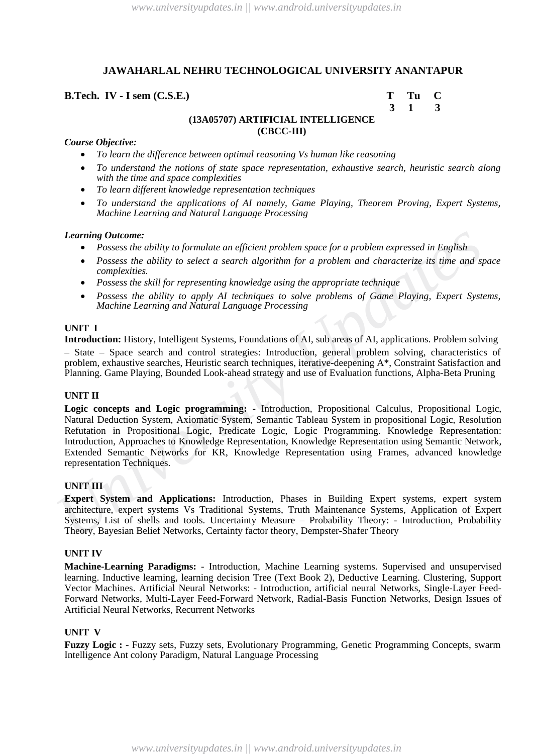# JAWAHARLAL NEHRU TECHNOLOGICAL UNIVERSITY ANANTAPUR

**B.Tech. IV - I sem (C.S.E.)**

| T | Tu | C |
|---|---|---|
| 3 | 1 | 3 |

## (13A05707) ARTIFICIAL INTELLIGENCE
## (CBCC-III)

***Course Objective:***

- *To learn the difference between optimal reasoning Vs human like reasoning*
- *To understand the notions of state space representation, exhaustive search, heuristic search along with the time and space complexities*
- *To learn different knowledge representation techniques*
- *To understand the applications of AI namely, Game Playing, Theorem Proving, Expert Systems, Machine Learning and Natural Language Processing*

***Learning Outcome:***

- *Possess the ability to formulate an efficient problem space for a problem expressed in English*
- *Possess the ability to select a search algorithm for a problem and characterize its time and space complexities.*
- *Possess the skill for representing knowledge using the appropriate technique*
- *Possess the ability to apply AI techniques to solve problems of Game Playing, Expert Systems, Machine Learning and Natural Language Processing*

### UNIT I

**Introduction:** History, Intelligent Systems, Foundations of AI, sub areas of AI, applications. Problem solving – State – Space search and control strategies: Introduction, general problem solving, characteristics of problem, exhaustive searches, Heuristic search techniques, iterative-deepening A*, Constraint Satisfaction and Planning. Game Playing, Bounded Look-ahead strategy and use of Evaluation functions, Alpha-Beta Pruning

### UNIT II

**Logic concepts and Logic programming:** - Introduction, Propositional Calculus, Propositional Logic, Natural Deduction System, Axiomatic System, Semantic Tableau System in propositional Logic, Resolution Refutation in Propositional Logic, Predicate Logic, Logic Programming. Knowledge Representation: Introduction, Approaches to Knowledge Representation, Knowledge Representation using Semantic Network, Extended Semantic Networks for KR, Knowledge Representation using Frames, advanced knowledge representation Techniques.

### UNIT III

**Expert System and Applications:** Introduction, Phases in Building Expert systems, expert system architecture, expert systems Vs Traditional Systems, Truth Maintenance Systems, Application of Expert Systems, List of shells and tools. Uncertainty Measure – Probability Theory: - Introduction, Probability Theory, Bayesian Belief Networks, Certainty factor theory, Dempster-Shafer Theory

### UNIT IV

**Machine-Learning Paradigms:** - Introduction, Machine Learning systems. Supervised and unsupervised learning. Inductive learning, learning decision Tree (Text Book 2), Deductive Learning. Clustering, Support Vector Machines. Artificial Neural Networks: - Introduction, artificial neural Networks, Single-Layer Feed-Forward Networks, Multi-Layer Feed-Forward Network, Radial-Basis Function Networks, Design Issues of Artificial Neural Networks, Recurrent Networks

### UNIT V

**Fuzzy Logic :** - Fuzzy sets, Fuzzy sets, Evolutionary Programming, Genetic Programming Concepts, swarm Intelligence Ant colony Paradigm, Natural Language Processing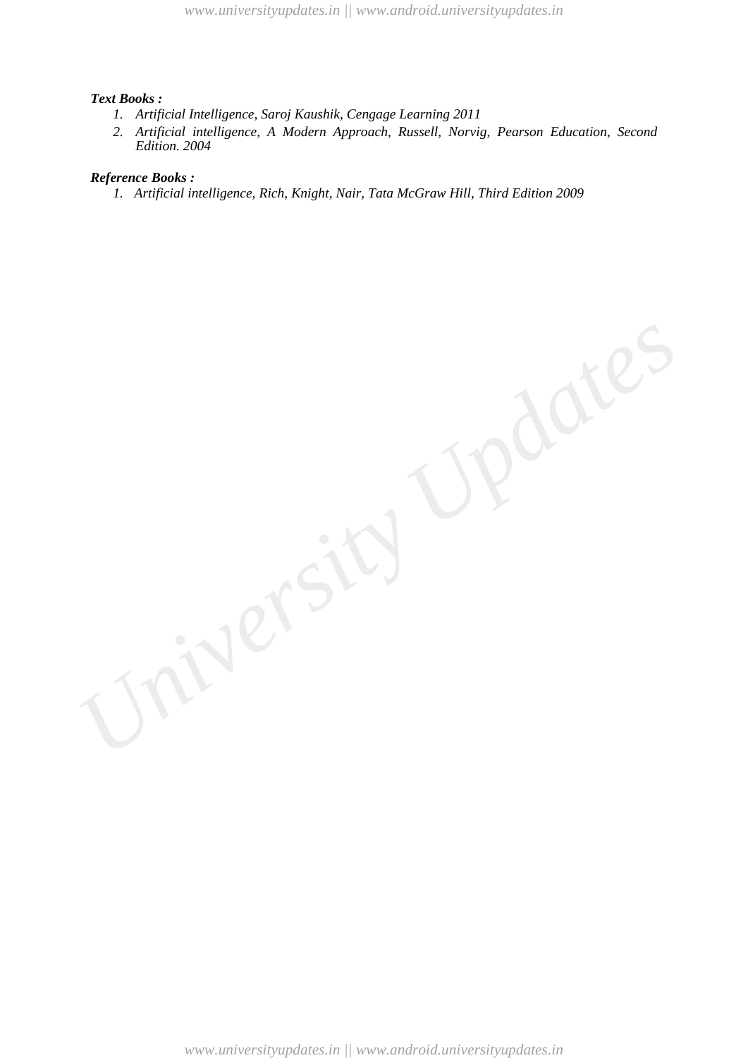***Text Books :***

1. *Artificial Intelligence, Saroj Kaushik, Cengage Learning 2011*
2. *Artificial intelligence, A Modern Approach, Russell, Norvig, Pearson Education, Second Edition. 2004*

***Reference Books :***

1. *Artificial intelligence, Rich, Knight, Nair, Tata McGraw Hill, Third Edition 2009*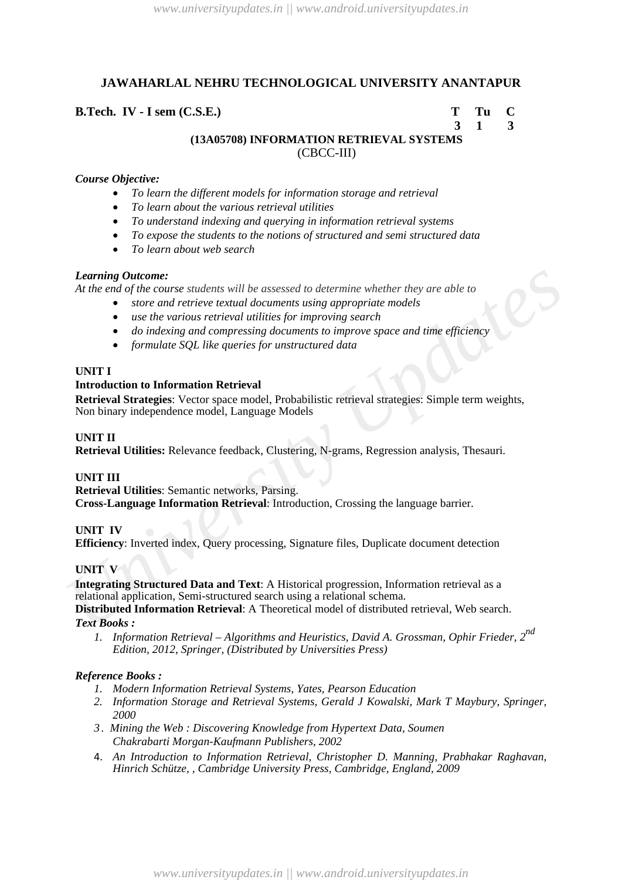# JAWAHARLAL NEHRU TECHNOLOGICAL UNIVERSITY ANANTAPUR

**B.Tech. IV - I sem (C.S.E.)**

| T | Tu | C |
|---|---|---|
| 3 | 1 | 3 |

## (13A05708) INFORMATION RETRIEVAL SYSTEMS
(CBCC-III)

***Course Objective:***

- *To learn the different models for information storage and retrieval*
- *To learn about the various retrieval utilities*
- *To understand indexing and querying in information retrieval systems*
- *To expose the students to the notions of structured and semi structured data*
- *To learn about web search*

***Learning Outcome:***

*At the end of the course students will be assessed to determine whether they are able to*

- *store and retrieve textual documents using appropriate models*
- *use the various retrieval utilities for improving search*
- *do indexing and compressing documents to improve space and time efficiency*
- *formulate SQL like queries for unstructured data*

**UNIT I**

**Introduction to Information Retrieval**

**Retrieval Strategies**: Vector space model, Probabilistic retrieval strategies: Simple term weights, Non binary independence model, Language Models

**UNIT II**

**Retrieval Utilities:** Relevance feedback, Clustering, N-grams, Regression analysis, Thesauri.

**UNIT III**

**Retrieval Utilities**: Semantic networks, Parsing.

**Cross-Language Information Retrieval**: Introduction, Crossing the language barrier.

**UNIT IV**

**Efficiency**: Inverted index, Query processing, Signature files, Duplicate document detection

**UNIT V**

**Integrating Structured Data and Text**: A Historical progression, Information retrieval as a relational application, Semi-structured search using a relational schema.

**Distributed Information Retrieval**: A Theoretical model of distributed retrieval, Web search.

***Text Books :***

1. *Information Retrieval – Algorithms and Heuristics, David A. Grossman, Ophir Frieder, 2nd Edition, 2012, Springer, (Distributed by Universities Press)*

***Reference Books :***

1. *Modern Information Retrieval Systems, Yates, Pearson Education*
2. *Information Storage and Retrieval Systems, Gerald J Kowalski, Mark T Maybury, Springer, 2000*
3. *Mining the Web : Discovering Knowledge from Hypertext Data, Soumen Chakrabarti Morgan-Kaufmann Publishers, 2002*
4. *An Introduction to Information Retrieval, Christopher D. Manning, Prabhakar Raghavan, Hinrich Schütze, , Cambridge University Press, Cambridge, England, 2009*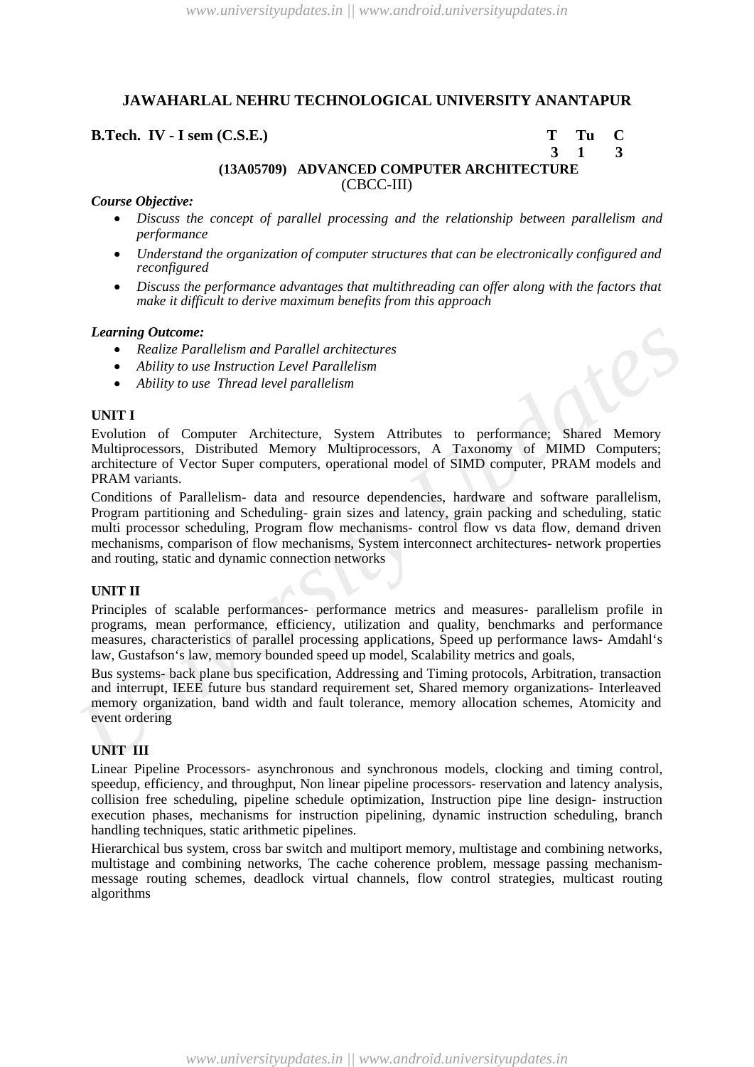## JAWAHARLAL NEHRU TECHNOLOGICAL UNIVERSITY ANANTAPUR

**B.Tech. IV - I sem (C.S.E.)**

| T | Tu | C |
|---|---|---|
| 3 | 1 | 3 |

### (13A05709) ADVANCED COMPUTER ARCHITECTURE
(CBCC-III)

***Course Objective:***

- *Discuss the concept of parallel processing and the relationship between parallelism and performance*
- *Understand the organization of computer structures that can be electronically configured and reconfigured*
- *Discuss the performance advantages that multithreading can offer along with the factors that make it difficult to derive maximum benefits from this approach*

***Learning Outcome:***

- *Realize Parallelism and Parallel architectures*
- *Ability to use Instruction Level Parallelism*
- *Ability to use Thread level parallelism*

**UNIT I**

Evolution of Computer Architecture, System Attributes to performance; Shared Memory Multiprocessors, Distributed Memory Multiprocessors, A Taxonomy of MIMD Computers; architecture of Vector Super computers, operational model of SIMD computer, PRAM models and PRAM variants.

Conditions of Parallelism- data and resource dependencies, hardware and software parallelism, Program partitioning and Scheduling- grain sizes and latency, grain packing and scheduling, static multi processor scheduling, Program flow mechanisms- control flow vs data flow, demand driven mechanisms, comparison of flow mechanisms, System interconnect architectures- network properties and routing, static and dynamic connection networks

**UNIT II**

Principles of scalable performances- performance metrics and measures- parallelism profile in programs, mean performance, efficiency, utilization and quality, benchmarks and performance measures, characteristics of parallel processing applications, Speed up performance laws- Amdahl's law, Gustafson's law, memory bounded speed up model, Scalability metrics and goals,

Bus systems- back plane bus specification, Addressing and Timing protocols, Arbitration, transaction and interrupt, IEEE future bus standard requirement set, Shared memory organizations- Interleaved memory organization, band width and fault tolerance, memory allocation schemes, Atomicity and event ordering

**UNIT III**

Linear Pipeline Processors- asynchronous and synchronous models, clocking and timing control, speedup, efficiency, and throughput, Non linear pipeline processors- reservation and latency analysis, collision free scheduling, pipeline schedule optimization, Instruction pipe line design- instruction execution phases, mechanisms for instruction pipelining, dynamic instruction scheduling, branch handling techniques, static arithmetic pipelines.

Hierarchical bus system, cross bar switch and multiport memory, multistage and combining networks, multistage and combining networks, The cache coherence problem, message passing mechanism- message routing schemes, deadlock virtual channels, flow control strategies, multicast routing algorithms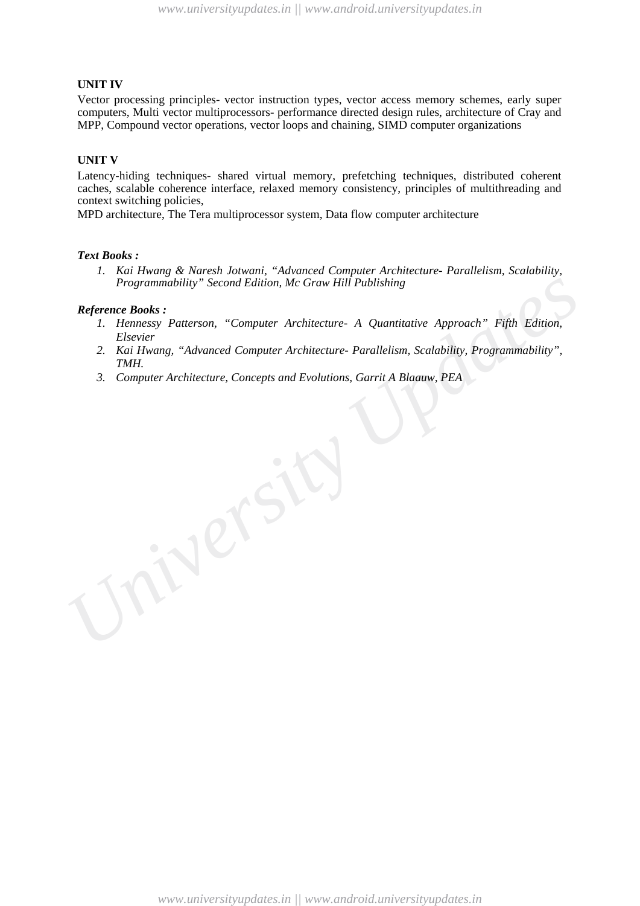**UNIT IV**

Vector processing principles- vector instruction types, vector access memory schemes, early super computers, Multi vector multiprocessors- performance directed design rules, architecture of Cray and MPP, Compound vector operations, vector loops and chaining, SIMD computer organizations

**UNIT V**

Latency-hiding techniques- shared virtual memory, prefetching techniques, distributed coherent caches, scalable coherence interface, relaxed memory consistency, principles of multithreading and context switching policies,

MPD architecture, The Tera multiprocessor system, Data flow computer architecture

***Text Books :***

1. *Kai Hwang & Naresh Jotwani, "Advanced Computer Architecture- Parallelism, Scalability, Programmability" Second Edition, Mc Graw Hill Publishing*

***Reference Books :***

1. *Hennessy Patterson, "Computer Architecture- A Quantitative Approach" Fifth Edition, Elsevier*
2. *Kai Hwang, "Advanced Computer Architecture- Parallelism, Scalability, Programmability", TMH.*
3. *Computer Architecture, Concepts and Evolutions, Garrit A Blaauw, PEA*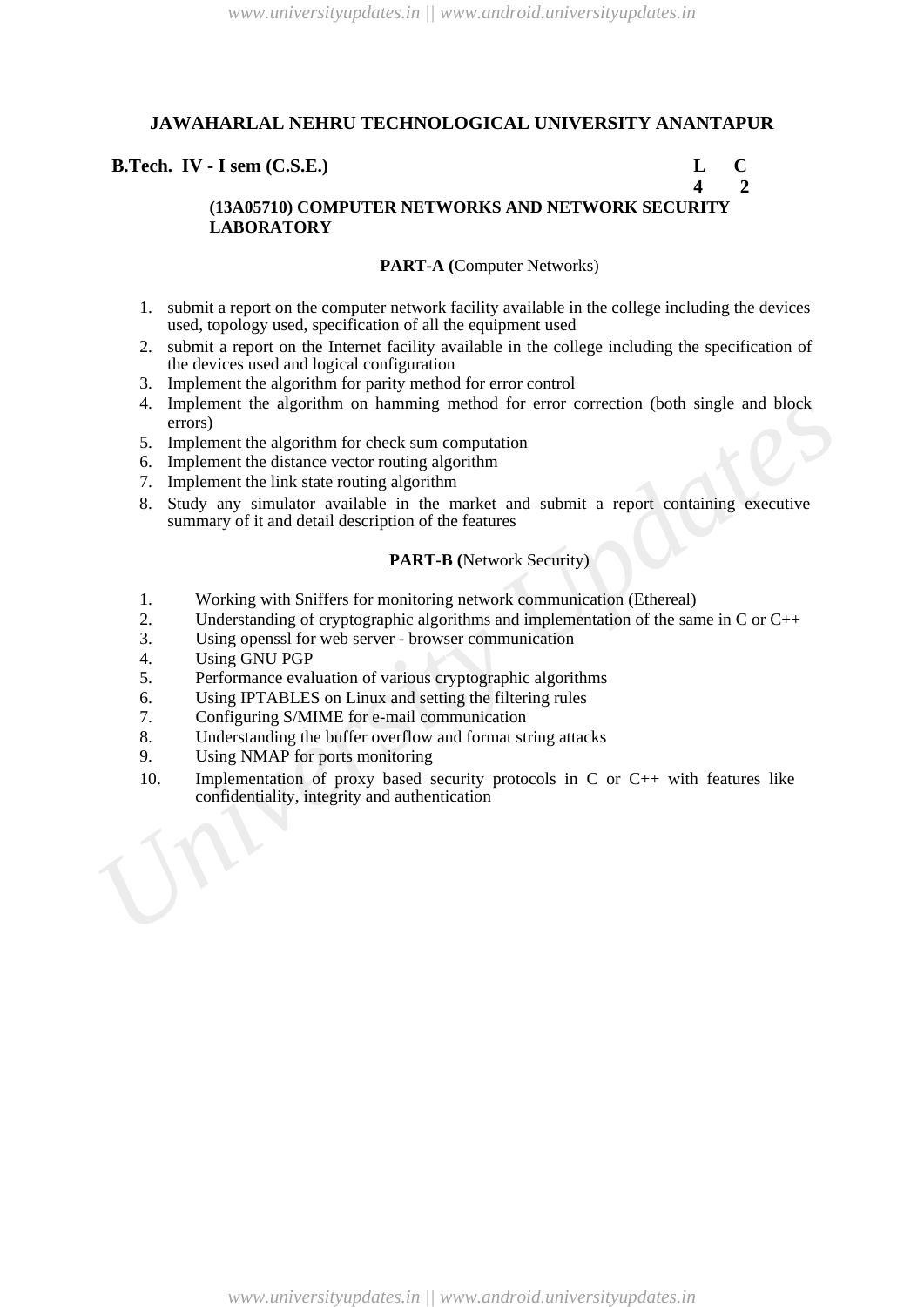## JAWAHARLAL NEHRU TECHNOLOGICAL UNIVERSITY ANANTAPUR

**B.Tech. IV - I sem (C.S.E.)**

| L | C |
|---|---|
| 4 | 2 |

### (13A05710) COMPUTER NETWORKS AND NETWORK SECURITY LABORATORY

**PART-A (**Computer Networks)

1. submit a report on the computer network facility available in the college including the devices used, topology used, specification of all the equipment used
2. submit a report on the Internet facility available in the college including the specification of the devices used and logical configuration
3. Implement the algorithm for parity method for error control
4. Implement the algorithm on hamming method for error correction (both single and block errors)
5. Implement the algorithm for check sum computation
6. Implement the distance vector routing algorithm
7. Implement the link state routing algorithm
8. Study any simulator available in the market and submit a report containing executive summary of it and detail description of the features

**PART-B (**Network Security)

1. Working with Sniffers for monitoring network communication (Ethereal)
2. Understanding of cryptographic algorithms and implementation of the same in C or C++
3. Using openssl for web server - browser communication
4. Using GNU PGP
5. Performance evaluation of various cryptographic algorithms
6. Using IPTABLES on Linux and setting the filtering rules
7. Configuring S/MIME for e-mail communication
8. Understanding the buffer overflow and format string attacks
9. Using NMAP for ports monitoring
10. Implementation of proxy based security protocols in C or C++ with features like confidentiality, integrity and authentication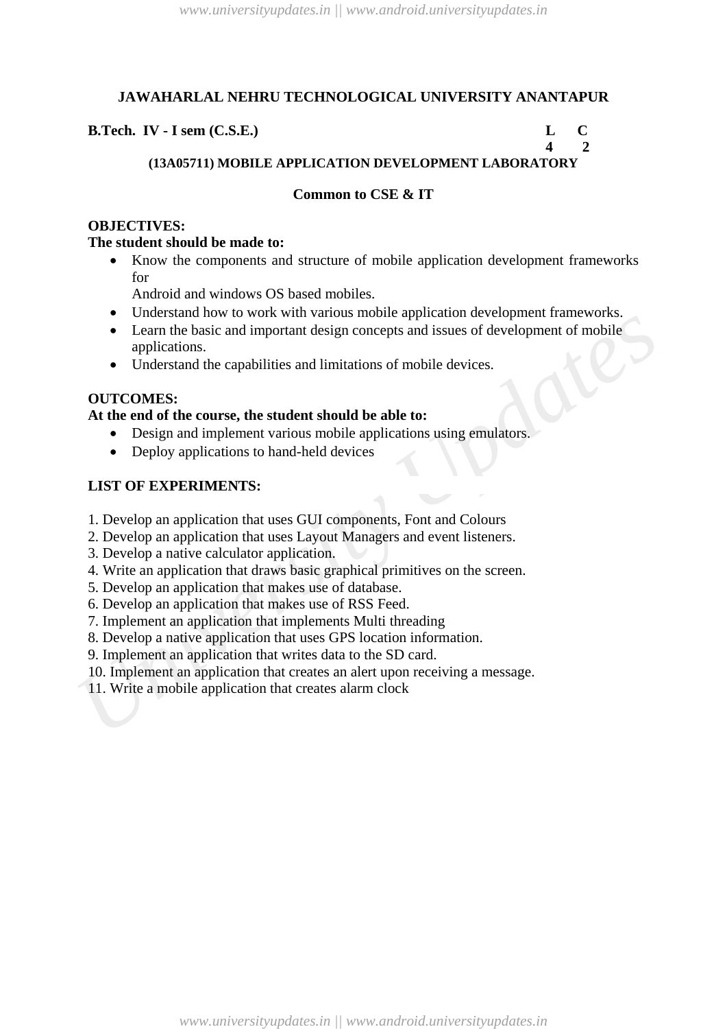**JAWAHARLAL NEHRU TECHNOLOGICAL UNIVERSITY ANANTAPUR**

**B.Tech. IV - I sem (C.S.E.)**

| L | C |
|---|---|
| 4 | 2 |

**(13A05711) MOBILE APPLICATION DEVELOPMENT LABORATORY**

**Common to CSE & IT**

**OBJECTIVES:**

**The student should be made to:**

- Know the components and structure of mobile application development frameworks for Android and windows OS based mobiles.
- Understand how to work with various mobile application development frameworks.
- Learn the basic and important design concepts and issues of development of mobile applications.
- Understand the capabilities and limitations of mobile devices.

**OUTCOMES:**

**At the end of the course, the student should be able to:**

- Design and implement various mobile applications using emulators.
- Deploy applications to hand-held devices

**LIST OF EXPERIMENTS:**

1. Develop an application that uses GUI components, Font and Colours
2. Develop an application that uses Layout Managers and event listeners.
3. Develop a native calculator application.
4. Write an application that draws basic graphical primitives on the screen.
5. Develop an application that makes use of database.
6. Develop an application that makes use of RSS Feed.
7. Implement an application that implements Multi threading
8. Develop a native application that uses GPS location information.
9. Implement an application that writes data to the SD card.
10. Implement an application that creates an alert upon receiving a message.
11. Write a mobile application that creates alarm clock